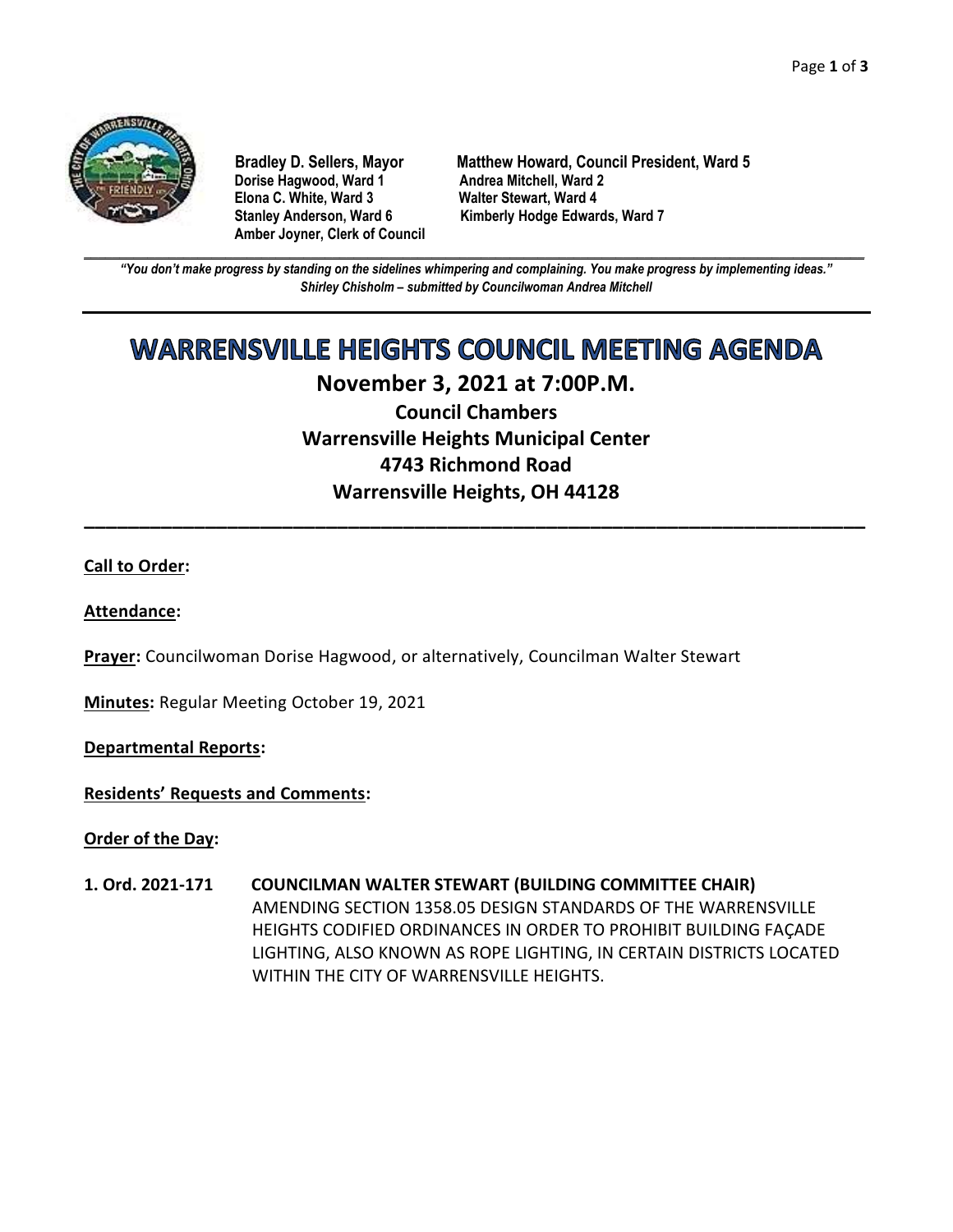**Bradley D. Sellers, Mayor**
**Matthew Howard, Council President, Ward 5**
**Dorise Hagwood, Ward 1**
**Andrea Mitchell, Ward 2**
**Elona C. White, Ward 3**
**Walter Stewart, Ward 4**
**Stanley Anderson, Ward 6**
**Kimberly Hodge Edwards, Ward 7**
**Amber Joyner, Clerk of Council**

***"You don't make progress by standing on the sidelines whimpering and complaining. You make progress by implementing ideas."***
***Shirley Chisholm – submitted by Councilwoman Andrea Mitchell***

# WARRENSVILLE HEIGHTS COUNCIL MEETING AGENDA

## November 3, 2021 at 7:00P.M.

### Council Chambers
### Warrensville Heights Municipal Center
### 4743 Richmond Road
### Warrensville Heights, OH 44128

**Call to Order:**

**Attendance:**

**Prayer:** Councilwoman Dorise Hagwood, or alternatively, Councilman Walter Stewart

**Minutes:** Regular Meeting October 19, 2021

**Departmental Reports:**

**Residents' Requests and Comments:**

**Order of the Day:**

**1. Ord. 2021-171** **COUNCILMAN WALTER STEWART (BUILDING COMMITTEE CHAIR)**
AMENDING SECTION 1358.05 DESIGN STANDARDS OF THE WARRENSVILLE HEIGHTS CODIFIED ORDINANCES IN ORDER TO PROHIBIT BUILDING FAÇADE LIGHTING, ALSO KNOWN AS ROPE LIGHTING, IN CERTAIN DISTRICTS LOCATED WITHIN THE CITY OF WARRENSVILLE HEIGHTS.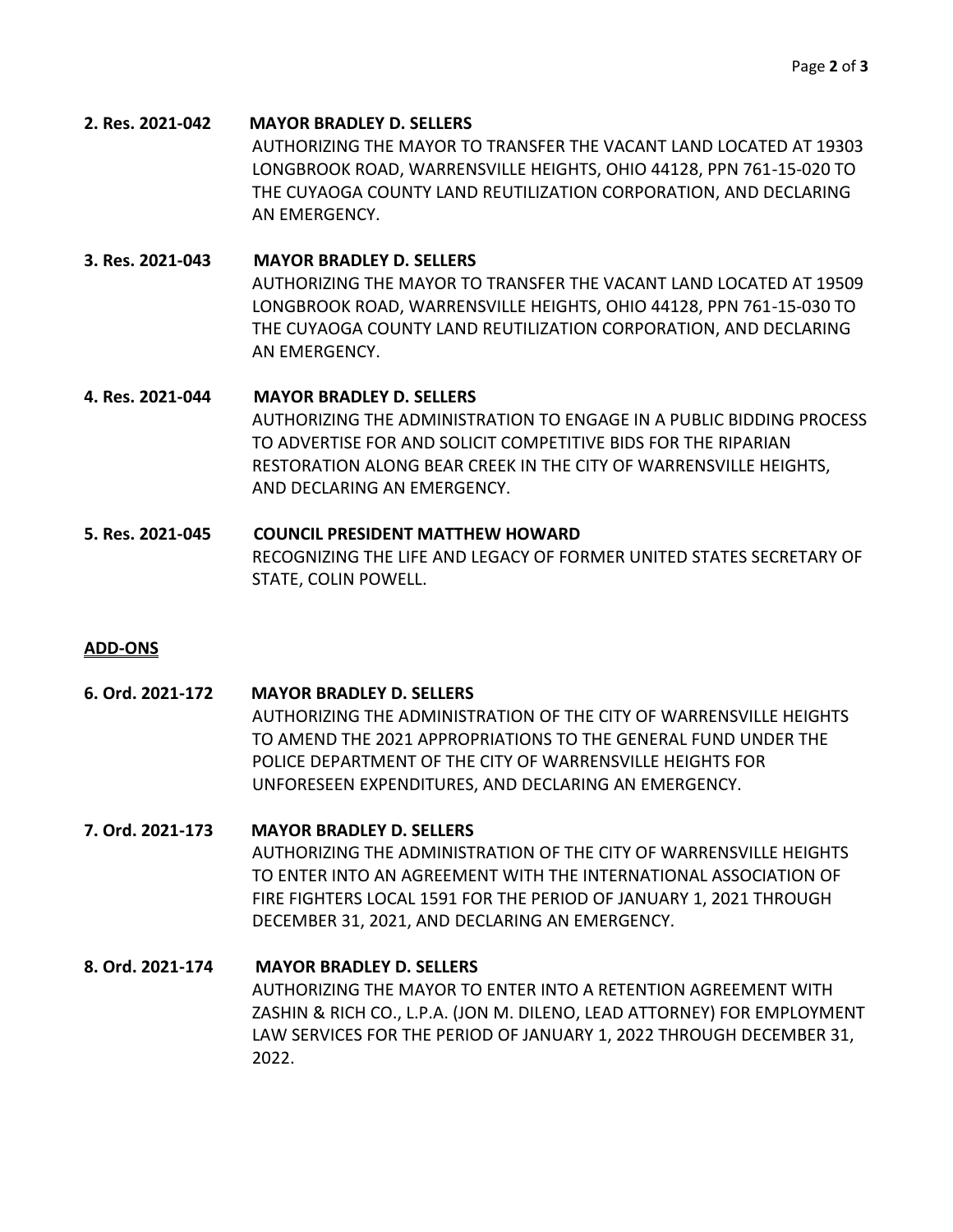**2. Res. 2021-042 MAYOR BRADLEY D. SELLERS**

AUTHORIZING THE MAYOR TO TRANSFER THE VACANT LAND LOCATED AT 19303 LONGBROOK ROAD, WARRENSVILLE HEIGHTS, OHIO 44128, PPN 761-15-020 TO THE CUYAOGA COUNTY LAND REUTILIZATION CORPORATION, AND DECLARING AN EMERGENCY.

**3. Res. 2021-043 MAYOR BRADLEY D. SELLERS**

AUTHORIZING THE MAYOR TO TRANSFER THE VACANT LAND LOCATED AT 19509 LONGBROOK ROAD, WARRENSVILLE HEIGHTS, OHIO 44128, PPN 761-15-030 TO THE CUYAOGA COUNTY LAND REUTILIZATION CORPORATION, AND DECLARING AN EMERGENCY.

**4. Res. 2021-044 MAYOR BRADLEY D. SELLERS**

AUTHORIZING THE ADMINISTRATION TO ENGAGE IN A PUBLIC BIDDING PROCESS TO ADVERTISE FOR AND SOLICIT COMPETITIVE BIDS FOR THE RIPARIAN RESTORATION ALONG BEAR CREEK IN THE CITY OF WARRENSVILLE HEIGHTS, AND DECLARING AN EMERGENCY.

**5. Res. 2021-045 COUNCIL PRESIDENT MATTHEW HOWARD**

RECOGNIZING THE LIFE AND LEGACY OF FORMER UNITED STATES SECRETARY OF STATE, COLIN POWELL.

**ADD-ONS**

**6. Ord. 2021-172 MAYOR BRADLEY D. SELLERS**

AUTHORIZING THE ADMINISTRATION OF THE CITY OF WARRENSVILLE HEIGHTS TO AMEND THE 2021 APPROPRIATIONS TO THE GENERAL FUND UNDER THE POLICE DEPARTMENT OF THE CITY OF WARRENSVILLE HEIGHTS FOR UNFORESEEN EXPENDITURES, AND DECLARING AN EMERGENCY.

**7. Ord. 2021-173 MAYOR BRADLEY D. SELLERS**

AUTHORIZING THE ADMINISTRATION OF THE CITY OF WARRENSVILLE HEIGHTS TO ENTER INTO AN AGREEMENT WITH THE INTERNATIONAL ASSOCIATION OF FIRE FIGHTERS LOCAL 1591 FOR THE PERIOD OF JANUARY 1, 2021 THROUGH DECEMBER 31, 2021, AND DECLARING AN EMERGENCY.

**8. Ord. 2021-174 MAYOR BRADLEY D. SELLERS**

AUTHORIZING THE MAYOR TO ENTER INTO A RETENTION AGREEMENT WITH ZASHIN & RICH CO., L.P.A. (JON M. DILENO, LEAD ATTORNEY) FOR EMPLOYMENT LAW SERVICES FOR THE PERIOD OF JANUARY 1, 2022 THROUGH DECEMBER 31, 2022.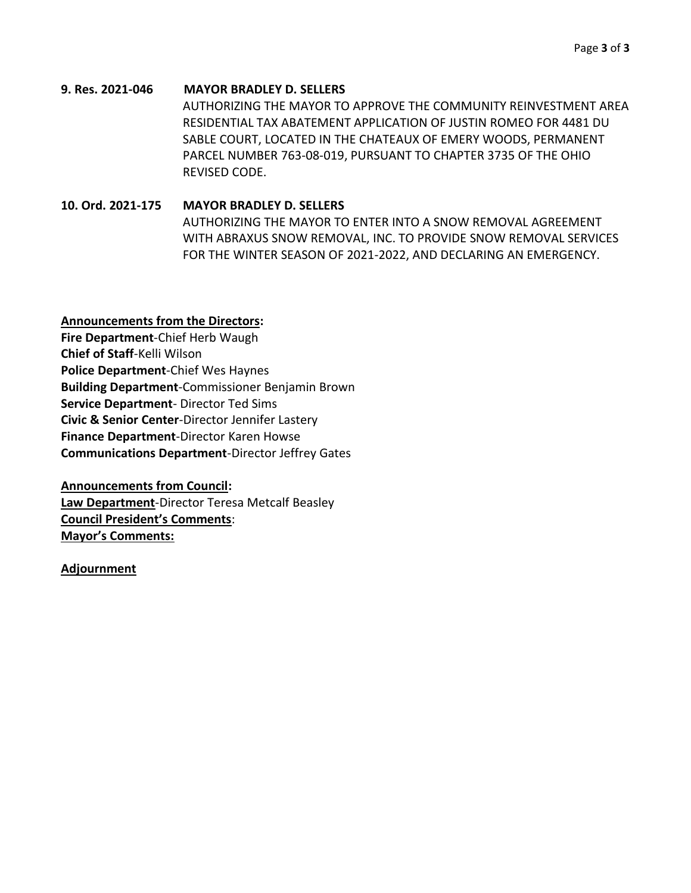**9. Res. 2021-046 MAYOR BRADLEY D. SELLERS**

AUTHORIZING THE MAYOR TO APPROVE THE COMMUNITY REINVESTMENT AREA RESIDENTIAL TAX ABATEMENT APPLICATION OF JUSTIN ROMEO FOR 4481 DU SABLE COURT, LOCATED IN THE CHATEAUX OF EMERY WOODS, PERMANENT PARCEL NUMBER 763-08-019, PURSUANT TO CHAPTER 3735 OF THE OHIO REVISED CODE.

**10. Ord. 2021-175 MAYOR BRADLEY D. SELLERS**

AUTHORIZING THE MAYOR TO ENTER INTO A SNOW REMOVAL AGREEMENT WITH ABRAXUS SNOW REMOVAL, INC. TO PROVIDE SNOW REMOVAL SERVICES FOR THE WINTER SEASON OF 2021-2022, AND DECLARING AN EMERGENCY.

**Announcements from the Directors:**

**Fire Department**-Chief Herb Waugh
**Chief of Staff**-Kelli Wilson
**Police Department**-Chief Wes Haynes
**Building Department**-Commissioner Benjamin Brown
**Service Department**- Director Ted Sims
**Civic & Senior Center**-Director Jennifer Lastery
**Finance Department**-Director Karen Howse
**Communications Department**-Director Jeffrey Gates

**Announcements from Council:**

**Law Department**-Director Teresa Metcalf Beasley
**Council President's Comments**:
**Mayor's Comments:**

**Adjournment**